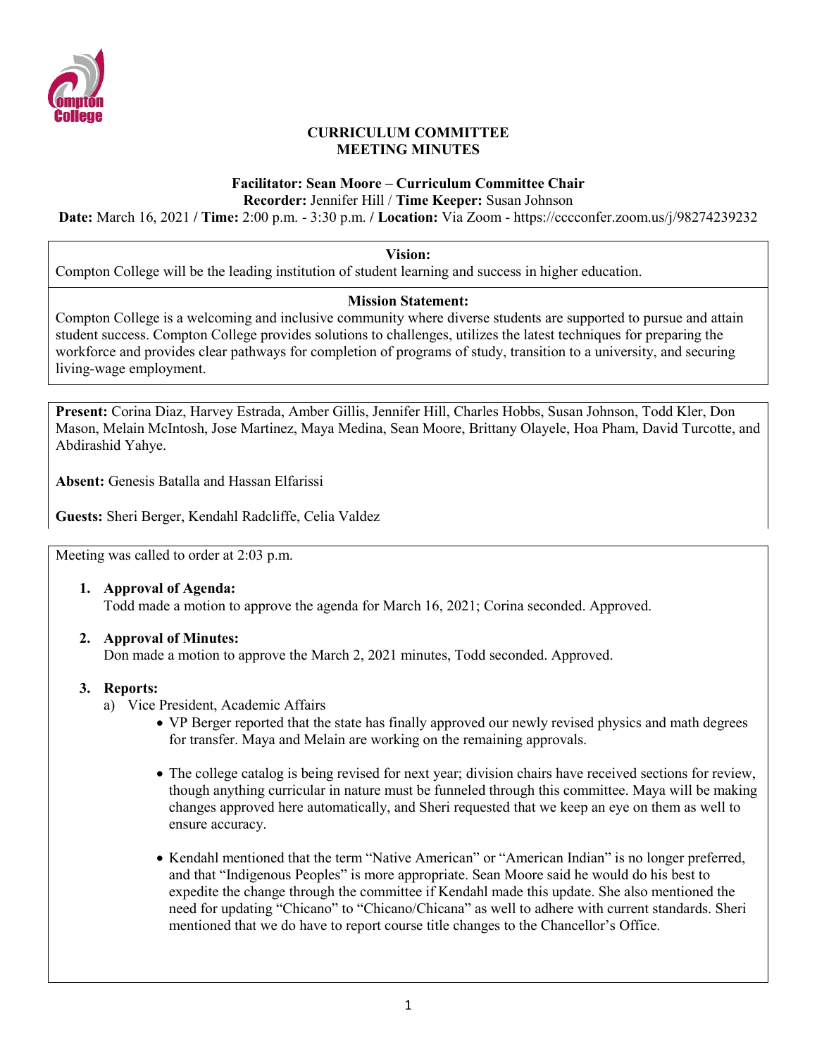# CURRICULUM COMMITTEE
# MEETING MINUTES

**Facilitator: Sean Moore – Curriculum Committee Chair**

**Recorder:** Jennifer Hill / **Time Keeper:** Susan Johnson

**Date:** March 16, 2021 / **Time:** 2:00 p.m. - 3:30 p.m. / **Location:** Via Zoom - https://cccconfer.zoom.us/j/98274239232

**Vision:**
Compton College will be the leading institution of student learning and success in higher education.

**Mission Statement:**
Compton College is a welcoming and inclusive community where diverse students are supported to pursue and attain student success. Compton College provides solutions to challenges, utilizes the latest techniques for preparing the workforce and provides clear pathways for completion of programs of study, transition to a university, and securing living-wage employment.

**Present:** Corina Diaz, Harvey Estrada, Amber Gillis, Jennifer Hill, Charles Hobbs, Susan Johnson, Todd Kler, Don Mason, Melain McIntosh, Jose Martinez, Maya Medina, Sean Moore, Brittany Olayele, Hoa Pham, David Turcotte, and Abdirashid Yahye.

**Absent:** Genesis Batalla and Hassan Elfarissi

**Guests:** Sheri Berger, Kendahl Radcliffe, Celia Valdez

Meeting was called to order at 2:03 p.m.

1. **Approval of Agenda:**
   Todd made a motion to approve the agenda for March 16, 2021; Corina seconded. Approved.

2. **Approval of Minutes:**
   Don made a motion to approve the March 2, 2021 minutes, Todd seconded. Approved.

3. **Reports:**
   a) Vice President, Academic Affairs
      - VP Berger reported that the state has finally approved our newly revised physics and math degrees for transfer. Maya and Melain are working on the remaining approvals.
      - The college catalog is being revised for next year; division chairs have received sections for review, though anything curricular in nature must be funneled through this committee. Maya will be making changes approved here automatically, and Sheri requested that we keep an eye on them as well to ensure accuracy.
      - Kendahl mentioned that the term "Native American" or "American Indian" is no longer preferred, and that "Indigenous Peoples" is more appropriate. Sean Moore said he would do his best to expedite the change through the committee if Kendahl made this update. She also mentioned the need for updating "Chicano" to "Chicano/Chicana" as well to adhere with current standards. Sheri mentioned that we do have to report course title changes to the Chancellor's Office.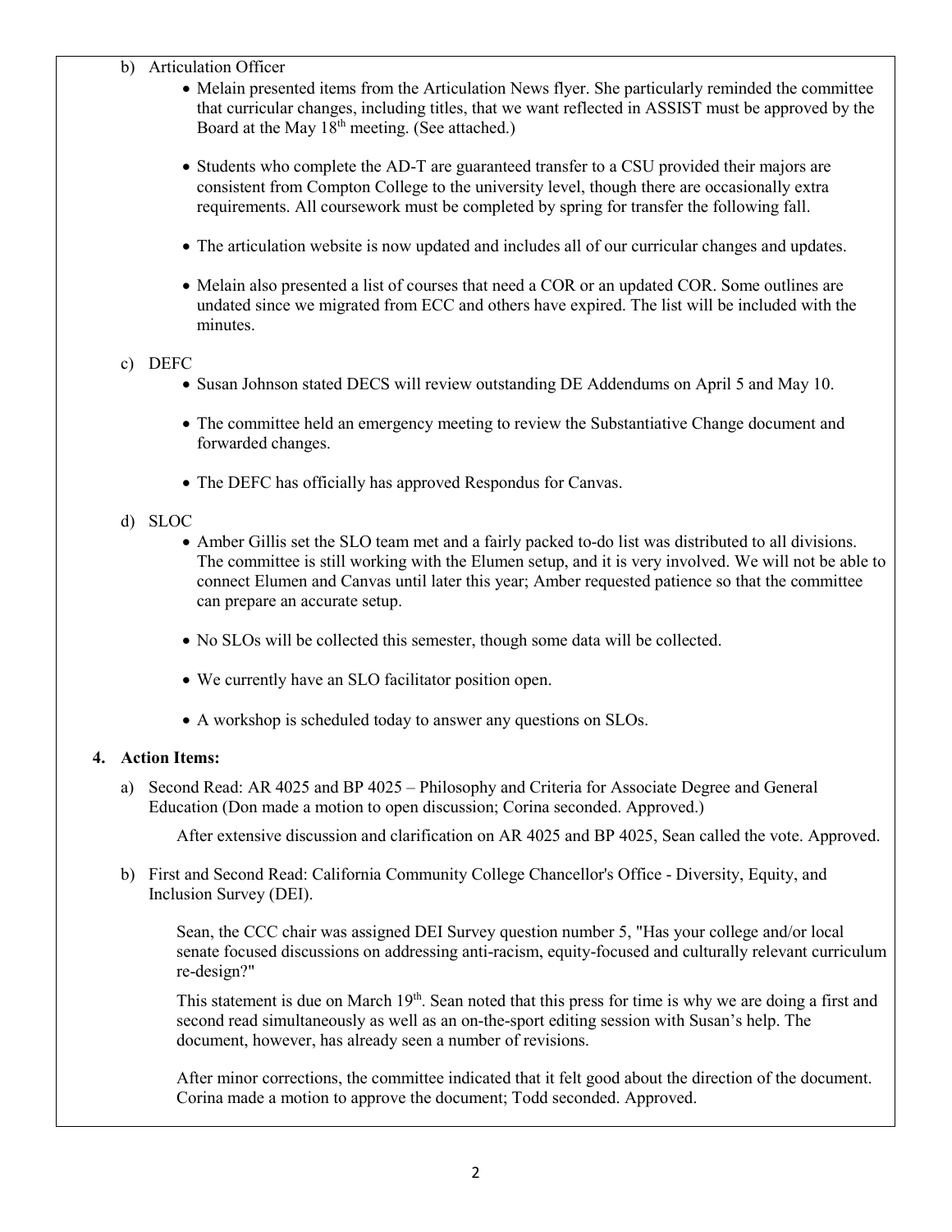b) Articulation Officer

- Melain presented items from the Articulation News flyer. She particularly reminded the committee that curricular changes, including titles, that we want reflected in ASSIST must be approved by the Board at the May 18th meeting. (See attached.)

- Students who complete the AD-T are guaranteed transfer to a CSU provided their majors are consistent from Compton College to the university level, though there are occasionally extra requirements. All coursework must be completed by spring for transfer the following fall.

- The articulation website is now updated and includes all of our curricular changes and updates.

- Melain also presented a list of courses that need a COR or an updated COR. Some outlines are undated since we migrated from ECC and others have expired. The list will be included with the minutes.

c) DEFC

- Susan Johnson stated DECS will review outstanding DE Addendums on April 5 and May 10.

- The committee held an emergency meeting to review the Substantiative Change document and forwarded changes.

- The DEFC has officially has approved Respondus for Canvas.

d) SLOC

- Amber Gillis set the SLO team met and a fairly packed to-do list was distributed to all divisions. The committee is still working with the Elumen setup, and it is very involved. We will not be able to connect Elumen and Canvas until later this year; Amber requested patience so that the committee can prepare an accurate setup.

- No SLOs will be collected this semester, though some data will be collected.

- We currently have an SLO facilitator position open.

- A workshop is scheduled today to answer any questions on SLOs.

**4. Action Items:**

a) Second Read: AR 4025 and BP 4025 – Philosophy and Criteria for Associate Degree and General Education (Don made a motion to open discussion; Corina seconded. Approved.)

After extensive discussion and clarification on AR 4025 and BP 4025, Sean called the vote. Approved.

b) First and Second Read: California Community College Chancellor's Office - Diversity, Equity, and Inclusion Survey (DEI).

Sean, the CCC chair was assigned DEI Survey question number 5, "Has your college and/or local senate focused discussions on addressing anti-racism, equity-focused and culturally relevant curriculum re-design?"

This statement is due on March 19th. Sean noted that this press for time is why we are doing a first and second read simultaneously as well as an on-the-sport editing session with Susan's help. The document, however, has already seen a number of revisions.

After minor corrections, the committee indicated that it felt good about the direction of the document. Corina made a motion to approve the document; Todd seconded. Approved.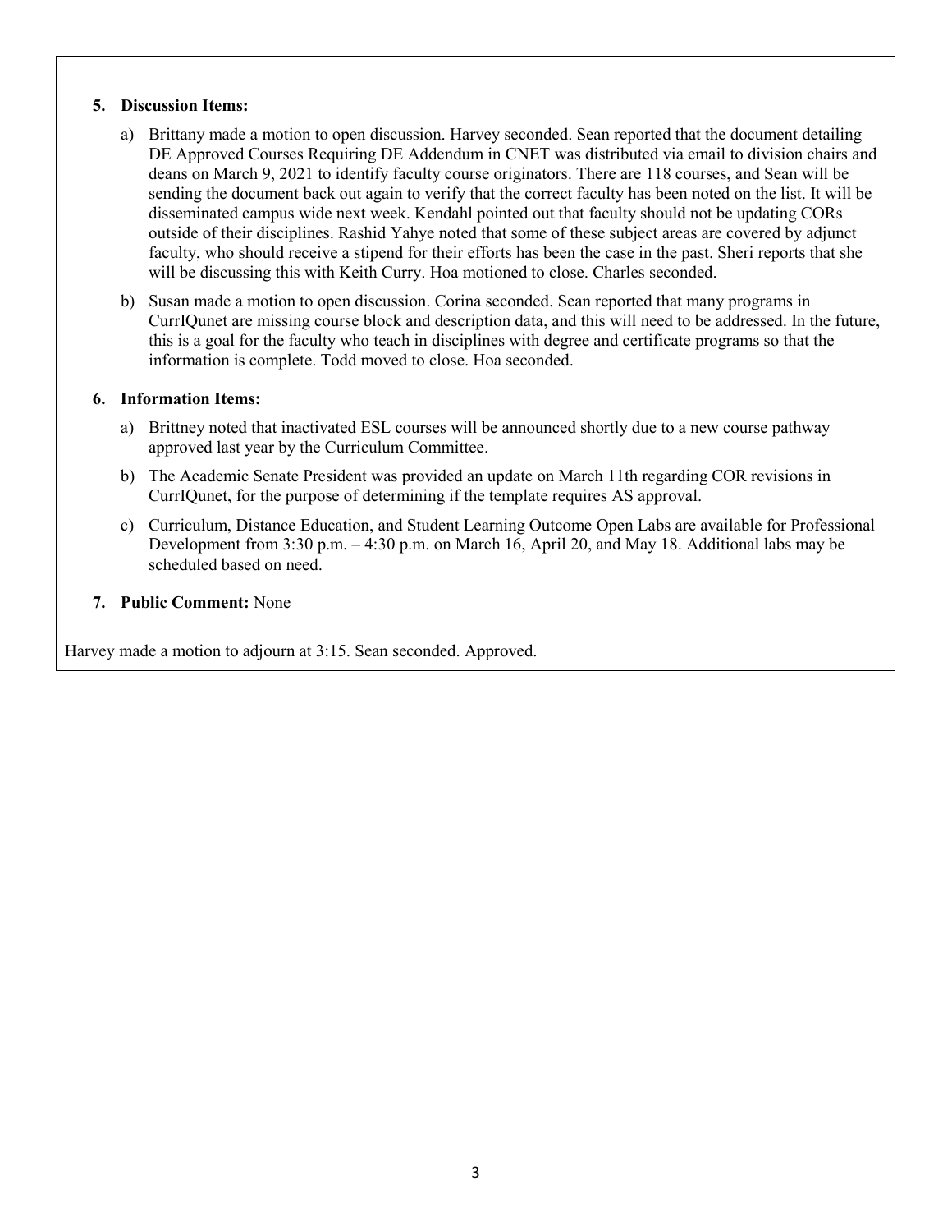5. **Discussion Items:**

   a) Brittany made a motion to open discussion. Harvey seconded. Sean reported that the document detailing DE Approved Courses Requiring DE Addendum in CNET was distributed via email to division chairs and deans on March 9, 2021 to identify faculty course originators. There are 118 courses, and Sean will be sending the document back out again to verify that the correct faculty has been noted on the list. It will be disseminated campus wide next week. Kendahl pointed out that faculty should not be updating CORs outside of their disciplines. Rashid Yahye noted that some of these subject areas are covered by adjunct faculty, who should receive a stipend for their efforts has been the case in the past. Sheri reports that she will be discussing this with Keith Curry. Hoa motioned to close. Charles seconded.

   b) Susan made a motion to open discussion. Corina seconded. Sean reported that many programs in CurrIQunet are missing course block and description data, and this will need to be addressed. In the future, this is a goal for the faculty who teach in disciplines with degree and certificate programs so that the information is complete. Todd moved to close. Hoa seconded.

6. **Information Items:**

   a) Brittney noted that inactivated ESL courses will be announced shortly due to a new course pathway approved last year by the Curriculum Committee.

   b) The Academic Senate President was provided an update on March 11th regarding COR revisions in CurrIQunet, for the purpose of determining if the template requires AS approval.

   c) Curriculum, Distance Education, and Student Learning Outcome Open Labs are available for Professional Development from 3:30 p.m. – 4:30 p.m. on March 16, April 20, and May 18. Additional labs may be scheduled based on need.

7. **Public Comment:** None

Harvey made a motion to adjourn at 3:15. Sean seconded. Approved.